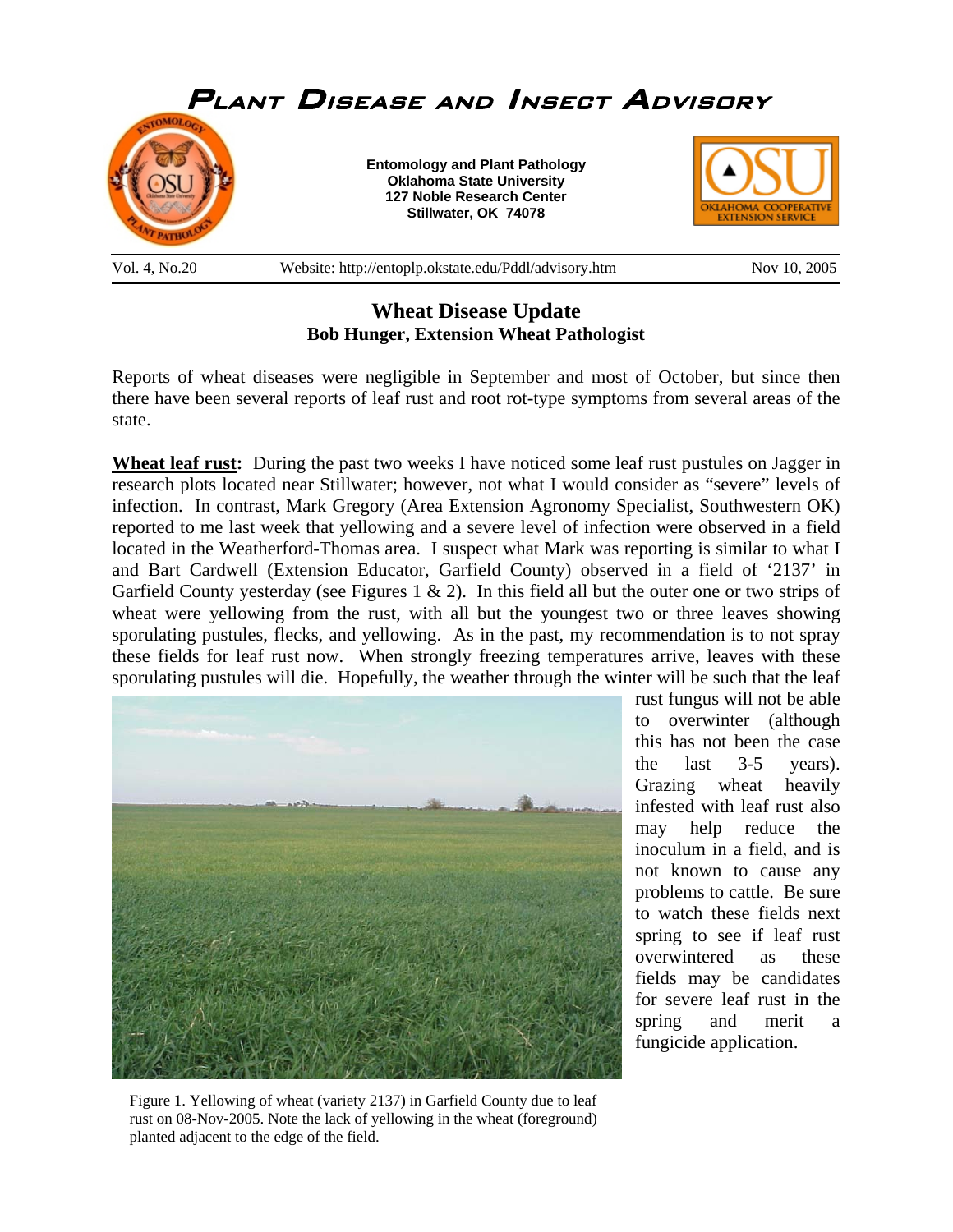# Plant Disease and Insect Advisory

**Entomology and Plant Pathology**
**Oklahoma State University**
**127 Noble Research Center**
**Stillwater, OK 74078**

Vol. 4, No.20 Website: http://entoplp.okstate.edu/Pddl/advisory.htm Nov 10, 2005

## Wheat Disease Update

**Bob Hunger, Extension Wheat Pathologist**

Reports of wheat diseases were negligible in September and most of October, but since then there have been several reports of leaf rust and root rot-type symptoms from several areas of the state.

**Wheat leaf rust:** During the past two weeks I have noticed some leaf rust pustules on Jagger in research plots located near Stillwater; however, not what I would consider as "severe" levels of infection. In contrast, Mark Gregory (Area Extension Agronomy Specialist, Southwestern OK) reported to me last week that yellowing and a severe level of infection were observed in a field located in the Weatherford-Thomas area. I suspect what Mark was reporting is similar to what I and Bart Cardwell (Extension Educator, Garfield County) observed in a field of '2137' in Garfield County yesterday (see Figures 1 & 2). In this field all but the outer one or two strips of wheat were yellowing from the rust, with all but the youngest two or three leaves showing sporulating pustules, flecks, and yellowing. As in the past, my recommendation is to not spray these fields for leaf rust now. When strongly freezing temperatures arrive, leaves with these sporulating pustules will die. Hopefully, the weather through the winter will be such that the leaf rust fungus will not be able to overwinter (although this has not been the case the last 3-5 years). Grazing wheat heavily infested with leaf rust also may help reduce the inoculum in a field, and is not known to cause any problems to cattle. Be sure to watch these fields next spring to see if leaf rust overwintered as these fields may be candidates for severe leaf rust in the spring and merit a fungicide application.

Figure 1. Yellowing of wheat (variety 2137) in Garfield County due to leaf rust on 08-Nov-2005. Note the lack of yellowing in the wheat (foreground) planted adjacent to the edge of the field.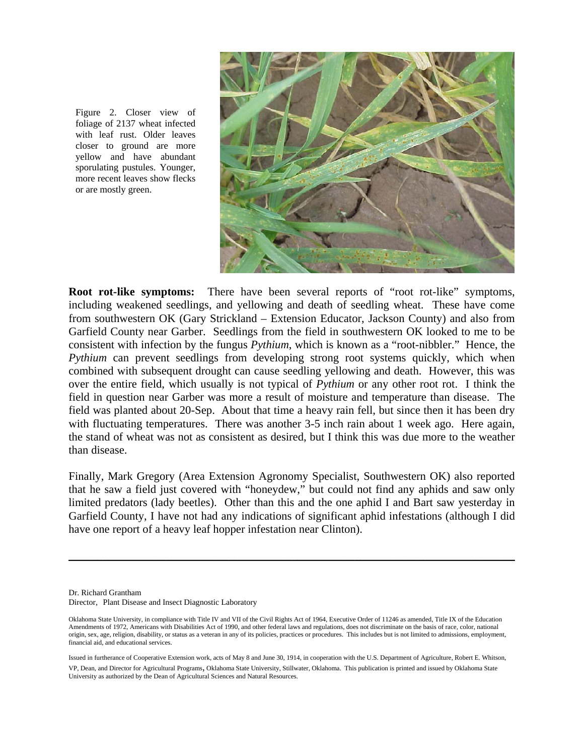Figure 2. Closer view of foliage of 2137 wheat infected with leaf rust. Older leaves closer to ground are more yellow and have abundant sporulating pustules. Younger, more recent leaves show flecks or are mostly green.

**Root rot-like symptoms:** There have been several reports of "root rot-like" symptoms, including weakened seedlings, and yellowing and death of seedling wheat. These have come from southwestern OK (Gary Strickland – Extension Educator, Jackson County) and also from Garfield County near Garber. Seedlings from the field in southwestern OK looked to me to be consistent with infection by the fungus *Pythium*, which is known as a "root-nibbler." Hence, the *Pythium* can prevent seedlings from developing strong root systems quickly, which when combined with subsequent drought can cause seedling yellowing and death. However, this was over the entire field, which usually is not typical of *Pythium* or any other root rot. I think the field in question near Garber was more a result of moisture and temperature than disease. The field was planted about 20-Sep. About that time a heavy rain fell, but since then it has been dry with fluctuating temperatures. There was another 3-5 inch rain about 1 week ago. Here again, the stand of wheat was not as consistent as desired, but I think this was due more to the weather than disease.

Finally, Mark Gregory (Area Extension Agronomy Specialist, Southwestern OK) also reported that he saw a field just covered with "honeydew," but could not find any aphids and saw only limited predators (lady beetles). Other than this and the one aphid I and Bart saw yesterday in Garfield County, I have not had any indications of significant aphid infestations (although I did have one report of a heavy leaf hopper infestation near Clinton).

---

Dr. Richard Grantham
Director, Plant Disease and Insect Diagnostic Laboratory

Oklahoma State University, in compliance with Title IV and VII of the Civil Rights Act of 1964, Executive Order of 11246 as amended, Title IX of the Education Amendments of 1972, Americans with Disabilities Act of 1990, and other federal laws and regulations, does not discriminate on the basis of race, color, national origin, sex, age, religion, disability, or status as a veteran in any of its policies, practices or procedures. This includes but is not limited to admissions, employment, financial aid, and educational services.

Issued in furtherance of Cooperative Extension work, acts of May 8 and June 30, 1914, in cooperation with the U.S. Department of Agriculture, Robert E. Whitson, VP, Dean, and Director for Agricultural Programs, Oklahoma State University, Stillwater, Oklahoma. This publication is printed and issued by Oklahoma State University as authorized by the Dean of Agricultural Sciences and Natural Resources.